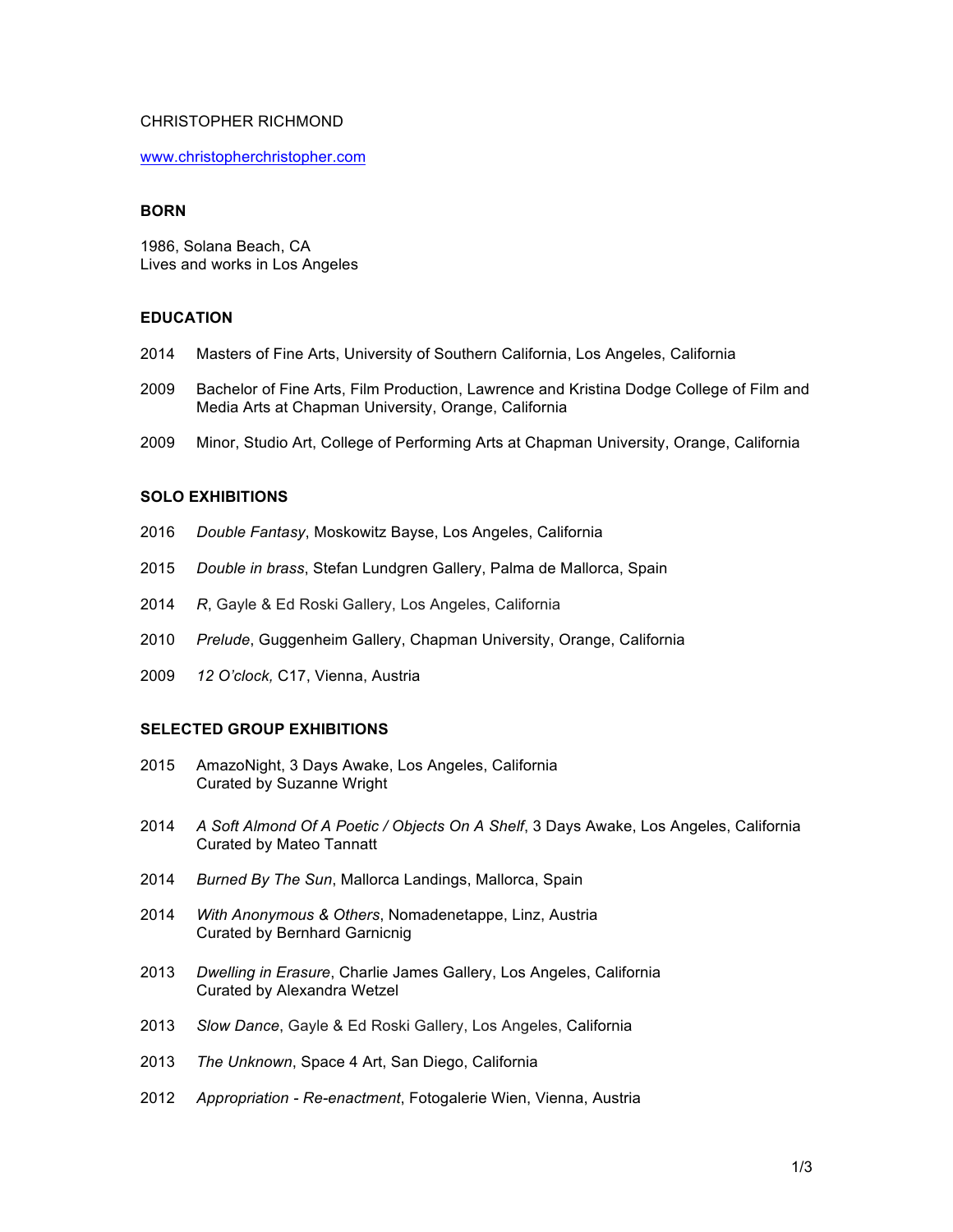CHRISTOPHER RICHMOND

www.christopherchristopher.com

**BORN**

1986, Solana Beach, CA
Lives and works in Los Angeles

**EDUCATION**

2014 Masters of Fine Arts, University of Southern California, Los Angeles, California

2009 Bachelor of Fine Arts, Film Production, Lawrence and Kristina Dodge College of Film and Media Arts at Chapman University, Orange, California

2009 Minor, Studio Art, College of Performing Arts at Chapman University, Orange, California

**SOLO EXHIBITIONS**

2016 *Double Fantasy*, Moskowitz Bayse, Los Angeles, California

2015 *Double in brass*, Stefan Lundgren Gallery, Palma de Mallorca, Spain

2014 *R*, Gayle & Ed Roski Gallery, Los Angeles, California

2010 *Prelude*, Guggenheim Gallery, Chapman University, Orange, California

2009 *12 O'clock,* C17, Vienna, Austria

**SELECTED GROUP EXHIBITIONS**

2015 AmazoNight, 3 Days Awake, Los Angeles, California
Curated by Suzanne Wright

2014 *A Soft Almond Of A Poetic / Objects On A Shelf*, 3 Days Awake, Los Angeles, California
Curated by Mateo Tannatt

2014 *Burned By The Sun*, Mallorca Landings, Mallorca, Spain

2014 *With Anonymous & Others*, Nomadenetappe, Linz, Austria
Curated by Bernhard Garnicnig

2013 *Dwelling in Erasure*, Charlie James Gallery, Los Angeles, California
Curated by Alexandra Wetzel

2013 *Slow Dance*, Gayle & Ed Roski Gallery, Los Angeles, California

2013 *The Unknown*, Space 4 Art, San Diego, California

2012 *Appropriation - Re-enactment*, Fotogalerie Wien, Vienna, Austria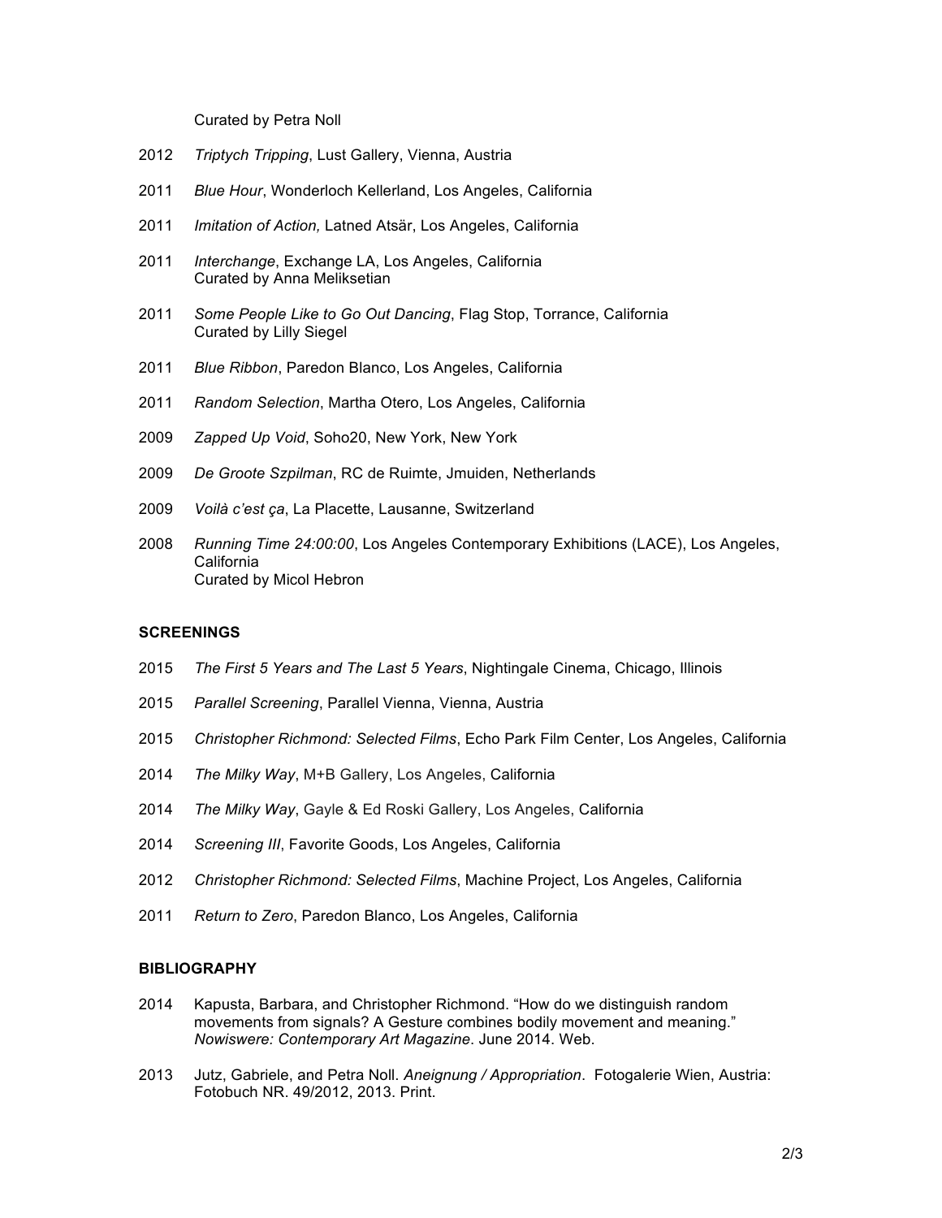Curated by Petra Noll

2012 *Triptych Tripping*, Lust Gallery, Vienna, Austria

2011 *Blue Hour*, Wonderloch Kellerland, Los Angeles, California

2011 *Imitation of Action,* Latned Atsär, Los Angeles, California

2011 *Interchange*, Exchange LA, Los Angeles, California
Curated by Anna Meliksetian

2011 *Some People Like to Go Out Dancing*, Flag Stop, Torrance, California
Curated by Lilly Siegel

2011 *Blue Ribbon*, Paredon Blanco, Los Angeles, California

2011 *Random Selection*, Martha Otero, Los Angeles, California

2009 *Zapped Up Void*, Soho20, New York, New York

2009 *De Groote Szpilman*, RC de Ruimte, Jmuiden, Netherlands

2009 *Voilà c'est ça*, La Placette, Lausanne, Switzerland

2008 *Running Time 24:00:00*, Los Angeles Contemporary Exhibitions (LACE), Los Angeles, California
Curated by Micol Hebron

**SCREENINGS**

2015 *The First 5 Years and The Last 5 Years*, Nightingale Cinema, Chicago, Illinois

2015 *Parallel Screening*, Parallel Vienna, Vienna, Austria

2015 *Christopher Richmond: Selected Films*, Echo Park Film Center, Los Angeles, California

2014 *The Milky Way*, M+B Gallery, Los Angeles, California

2014 *The Milky Way*, Gayle & Ed Roski Gallery, Los Angeles, California

2014 *Screening III*, Favorite Goods, Los Angeles, California

2012 *Christopher Richmond: Selected Films*, Machine Project, Los Angeles, California

2011 *Return to Zero*, Paredon Blanco, Los Angeles, California

**BIBLIOGRAPHY**

2014 Kapusta, Barbara, and Christopher Richmond. "How do we distinguish random movements from signals? A Gesture combines bodily movement and meaning." *Nowiswere: Contemporary Art Magazine*. June 2014. Web.

2013 Jutz, Gabriele, and Petra Noll. *Aneignung / Appropriation*. Fotogalerie Wien, Austria: Fotobuch NR. 49/2012, 2013. Print.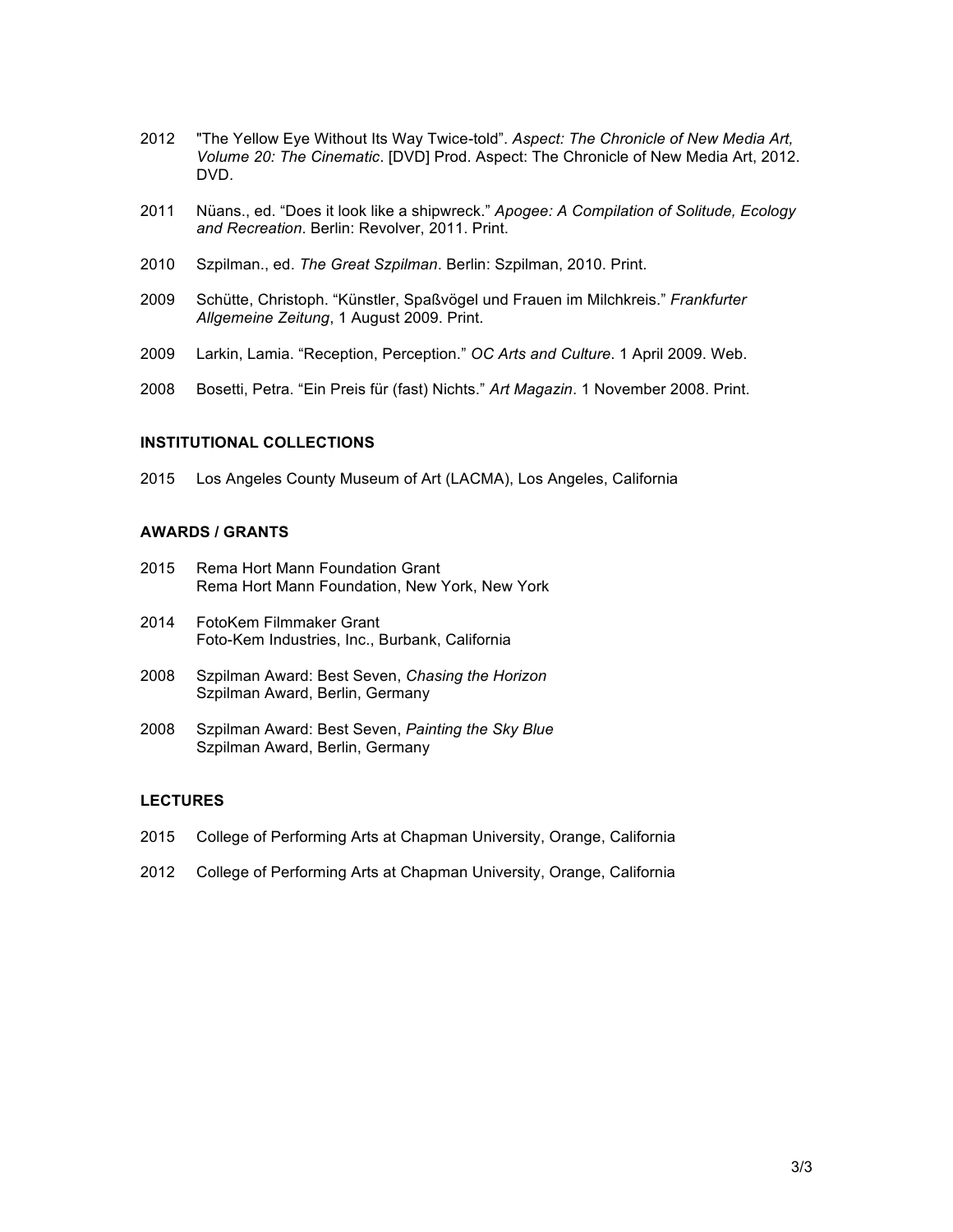2012 "The Yellow Eye Without Its Way Twice-told". *Aspect: The Chronicle of New Media Art, Volume 20: The Cinematic*. [DVD] Prod. Aspect: The Chronicle of New Media Art, 2012. DVD.

2011 Nüans., ed. "Does it look like a shipwreck." *Apogee: A Compilation of Solitude, Ecology and Recreation*. Berlin: Revolver, 2011. Print.

2010 Szpilman., ed. *The Great Szpilman*. Berlin: Szpilman, 2010. Print.

2009 Schütte, Christoph. "Künstler, Spaßvögel und Frauen im Milchkreis." *Frankfurter Allgemeine Zeitung*, 1 August 2009. Print.

2009 Larkin, Lamia. "Reception, Perception." *OC Arts and Culture*. 1 April 2009. Web.

2008 Bosetti, Petra. "Ein Preis für (fast) Nichts." *Art Magazin*. 1 November 2008. Print.

**INSTITUTIONAL COLLECTIONS**

2015 Los Angeles County Museum of Art (LACMA), Los Angeles, California

**AWARDS / GRANTS**

2015 Rema Hort Mann Foundation Grant
Rema Hort Mann Foundation, New York, New York

2014 FotoKem Filmmaker Grant
Foto-Kem Industries, Inc., Burbank, California

2008 Szpilman Award: Best Seven, *Chasing the Horizon*
Szpilman Award, Berlin, Germany

2008 Szpilman Award: Best Seven, *Painting the Sky Blue*
Szpilman Award, Berlin, Germany

**LECTURES**

2015 College of Performing Arts at Chapman University, Orange, California

2012 College of Performing Arts at Chapman University, Orange, California